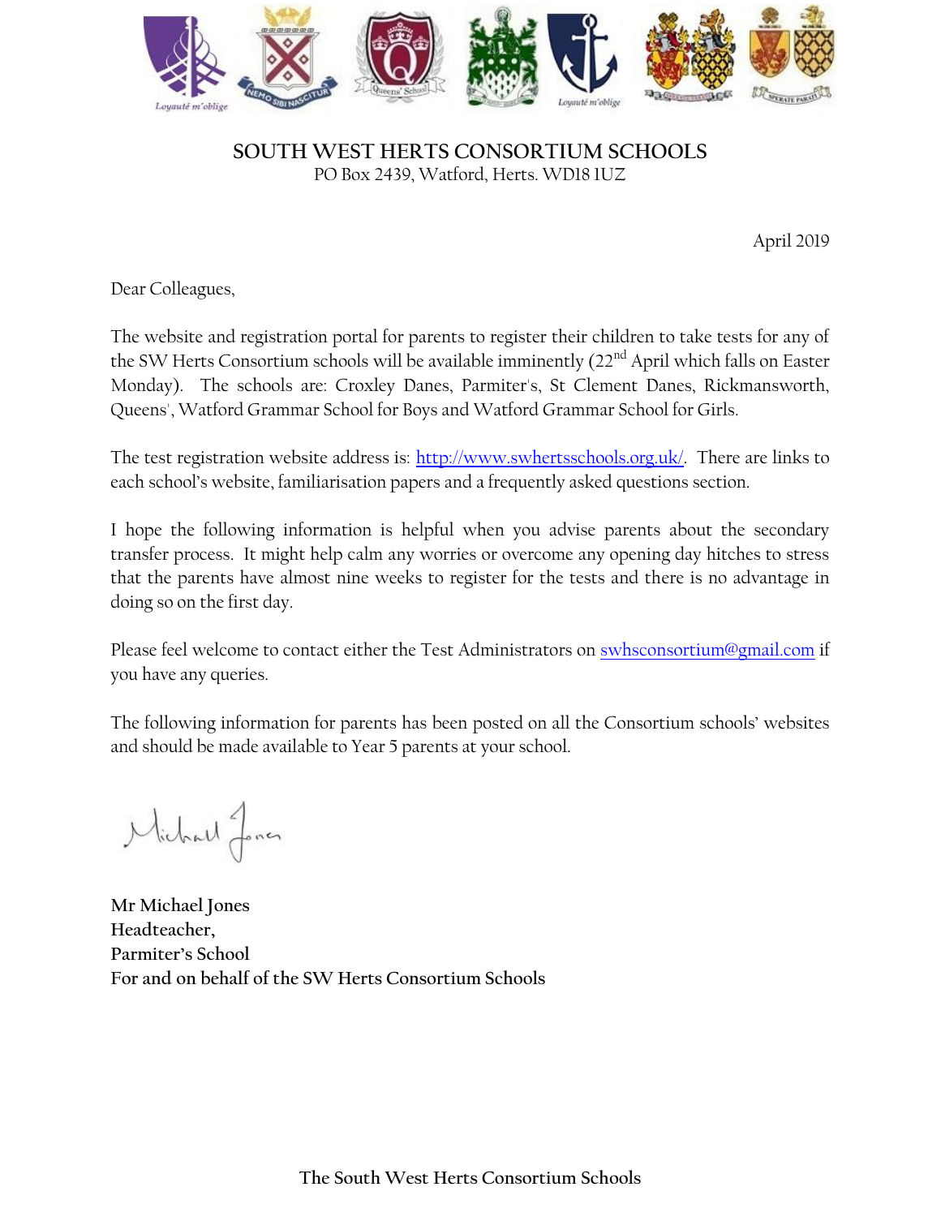# SOUTH WEST HERTS CONSORTIUM SCHOOLS

PO Box 2439, Watford, Herts. WD18 1UZ

April 2019

Dear Colleagues,

The website and registration portal for parents to register their children to take tests for any of the SW Herts Consortium schools will be available imminently (22nd April which falls on Easter Monday). The schools are: Croxley Danes, Parmiter's, St Clement Danes, Rickmansworth, Queens', Watford Grammar School for Boys and Watford Grammar School for Girls.

The test registration website address is: http://www.swhertsschools.org.uk/. There are links to each school's website, familiarisation papers and a frequently asked questions section.

I hope the following information is helpful when you advise parents about the secondary transfer process. It might help calm any worries or overcome any opening day hitches to stress that the parents have almost nine weeks to register for the tests and there is no advantage in doing so on the first day.

Please feel welcome to contact either the Test Administrators on swhsconsortium@gmail.com if you have any queries.

The following information for parents has been posted on all the Consortium schools' websites and should be made available to Year 5 parents at your school.

Michael Jones

**Mr Michael Jones**
**Headteacher,**
**Parmiter's School**
**For and on behalf of the SW Herts Consortium Schools**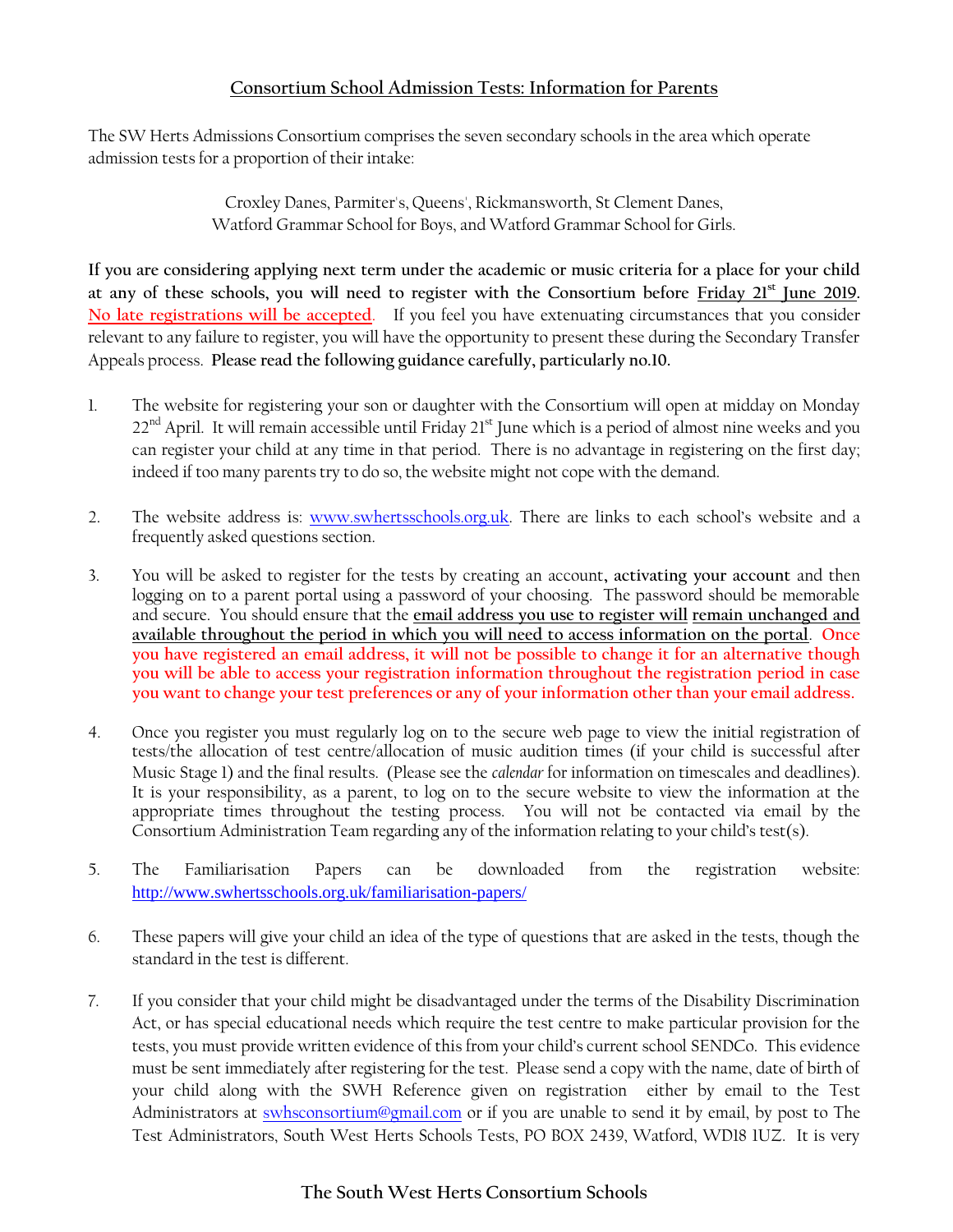## Consortium School Admission Tests: Information for Parents

The SW Herts Admissions Consortium comprises the seven secondary schools in the area which operate admission tests for a proportion of their intake:

Croxley Danes, Parmiter's, Queens', Rickmansworth, St Clement Danes,
Watford Grammar School for Boys, and Watford Grammar School for Girls.

**If you are considering applying next term under the academic or music criteria for a place for your child at any of these schools, you will need to register with the Consortium before Friday 21st June 2019.** No late registrations will be accepted. If you feel you have extenuating circumstances that you consider relevant to any failure to register, you will have the opportunity to present these during the Secondary Transfer Appeals process. **Please read the following guidance carefully, particularly no.10.**

1. The website for registering your son or daughter with the Consortium will open at midday on Monday 22nd April. It will remain accessible until Friday 21st June which is a period of almost nine weeks and you can register your child at any time in that period. There is no advantage in registering on the first day; indeed if too many parents try to do so, the website might not cope with the demand.

2. The website address is: www.swhertsschools.org.uk. There are links to each school's website and a frequently asked questions section.

3. You will be asked to register for the tests by creating an account**, activating your account** and then logging on to a parent portal using a password of your choosing. The password should be memorable and secure. You should ensure that the **email address you use to register will remain unchanged and available throughout the period in which you will need to access information on the portal**. **Once you have registered an email address, it will not be possible to change it for an alternative though you will be able to access your registration information throughout the registration period in case you want to change your test preferences or any of your information other than your email address.**

4. Once you register you must regularly log on to the secure web page to view the initial registration of tests/the allocation of test centre/allocation of music audition times (if your child is successful after Music Stage 1) and the final results. (Please see the *calendar* for information on timescales and deadlines). It is your responsibility, as a parent, to log on to the secure website to view the information at the appropriate times throughout the testing process. You will not be contacted via email by the Consortium Administration Team regarding any of the information relating to your child's test(s).

5. The Familiarisation Papers can be downloaded from the registration website: http://www.swhertsschools.org.uk/familiarisation-papers/

6. These papers will give your child an idea of the type of questions that are asked in the tests, though the standard in the test is different.

7. If you consider that your child might be disadvantaged under the terms of the Disability Discrimination Act, or has special educational needs which require the test centre to make particular provision for the tests, you must provide written evidence of this from your child's current school SENDCo. This evidence must be sent immediately after registering for the test. Please send a copy with the name, date of birth of your child along with the SWH Reference given on registration either by email to the Test Administrators at swhsconsortium@gmail.com or if you are unable to send it by email, by post to The Test Administrators, South West Herts Schools Tests, PO BOX 2439, Watford, WD18 1UZ. It is very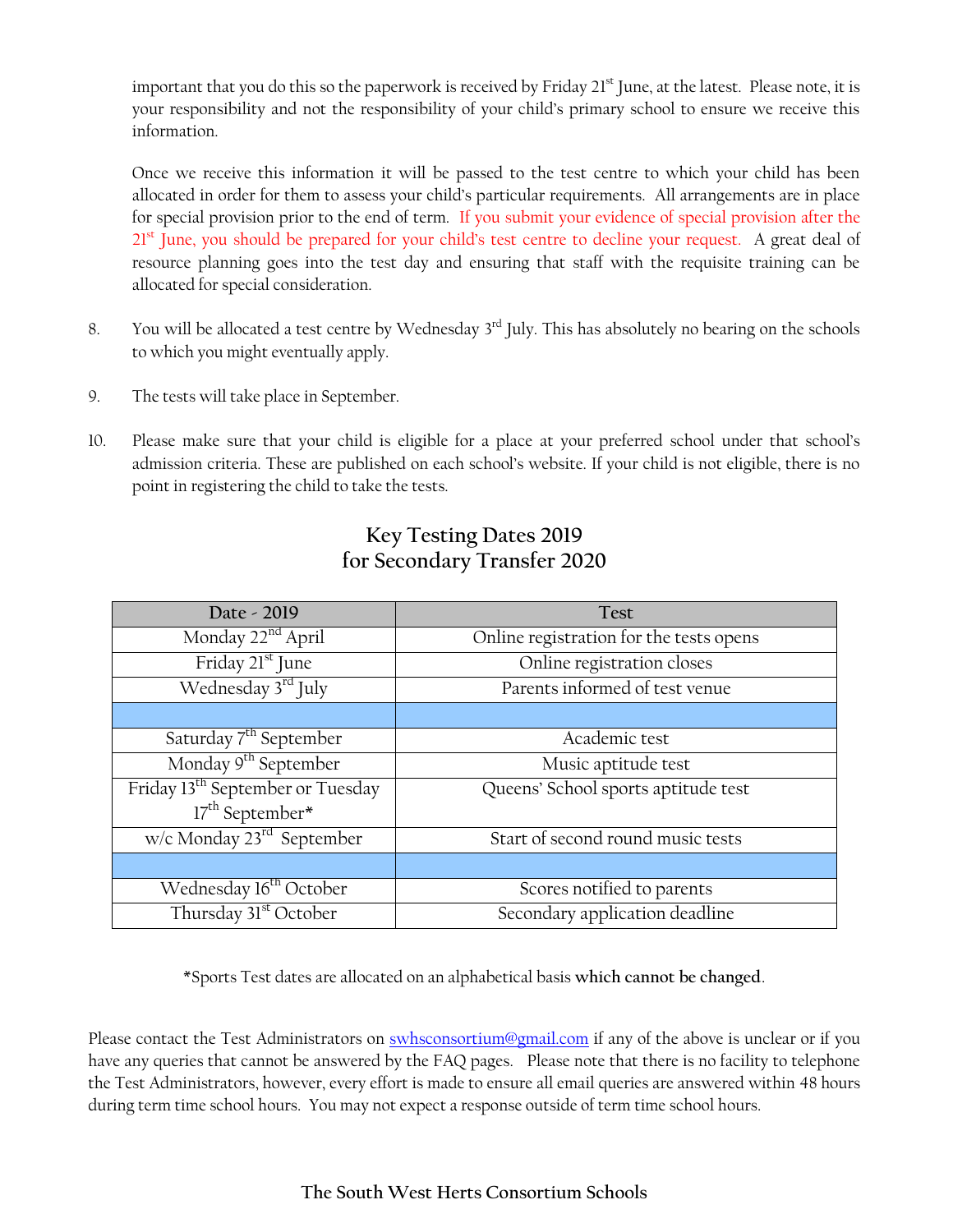important that you do this so the paperwork is received by Friday 21st June, at the latest. Please note, it is your responsibility and not the responsibility of your child's primary school to ensure we receive this information.

Once we receive this information it will be passed to the test centre to which your child has been allocated in order for them to assess your child's particular requirements. All arrangements are in place for special provision prior to the end of term. If you submit your evidence of special provision after the 21st June, you should be prepared for your child's test centre to decline your request. A great deal of resource planning goes into the test day and ensuring that staff with the requisite training can be allocated for special consideration.

8. You will be allocated a test centre by Wednesday 3rd July. This has absolutely no bearing on the schools to which you might eventually apply.

9. The tests will take place in September.

10. Please make sure that your child is eligible for a place at your preferred school under that school's admission criteria. These are published on each school's website. If your child is not eligible, there is no point in registering the child to take the tests.

## Key Testing Dates 2019 for Secondary Transfer 2020

| Date - 2019 | Test |
|---|---|
| Monday 22nd April | Online registration for the tests opens |
| Friday 21st June | Online registration closes |
| Wednesday 3rd July | Parents informed of test venue |
| | |
| Saturday 7th September | Academic test |
| Monday 9th September | Music aptitude test |
| Friday 13th September or Tuesday 17th September* | Queens' School sports aptitude test |
| w/c Monday 23rd September | Start of second round music tests |
| | |
| Wednesday 16th October | Scores notified to parents |
| Thursday 31st October | Secondary application deadline |

*Sports Test dates are allocated on an alphabetical basis **which cannot be changed**.

Please contact the Test Administrators on swhsconsortium@gmail.com if any of the above is unclear or if you have any queries that cannot be answered by the FAQ pages. Please note that there is no facility to telephone the Test Administrators, however, every effort is made to ensure all email queries are answered within 48 hours during term time school hours. You may not expect a response outside of term time school hours.

**The South West Herts Consortium Schools**